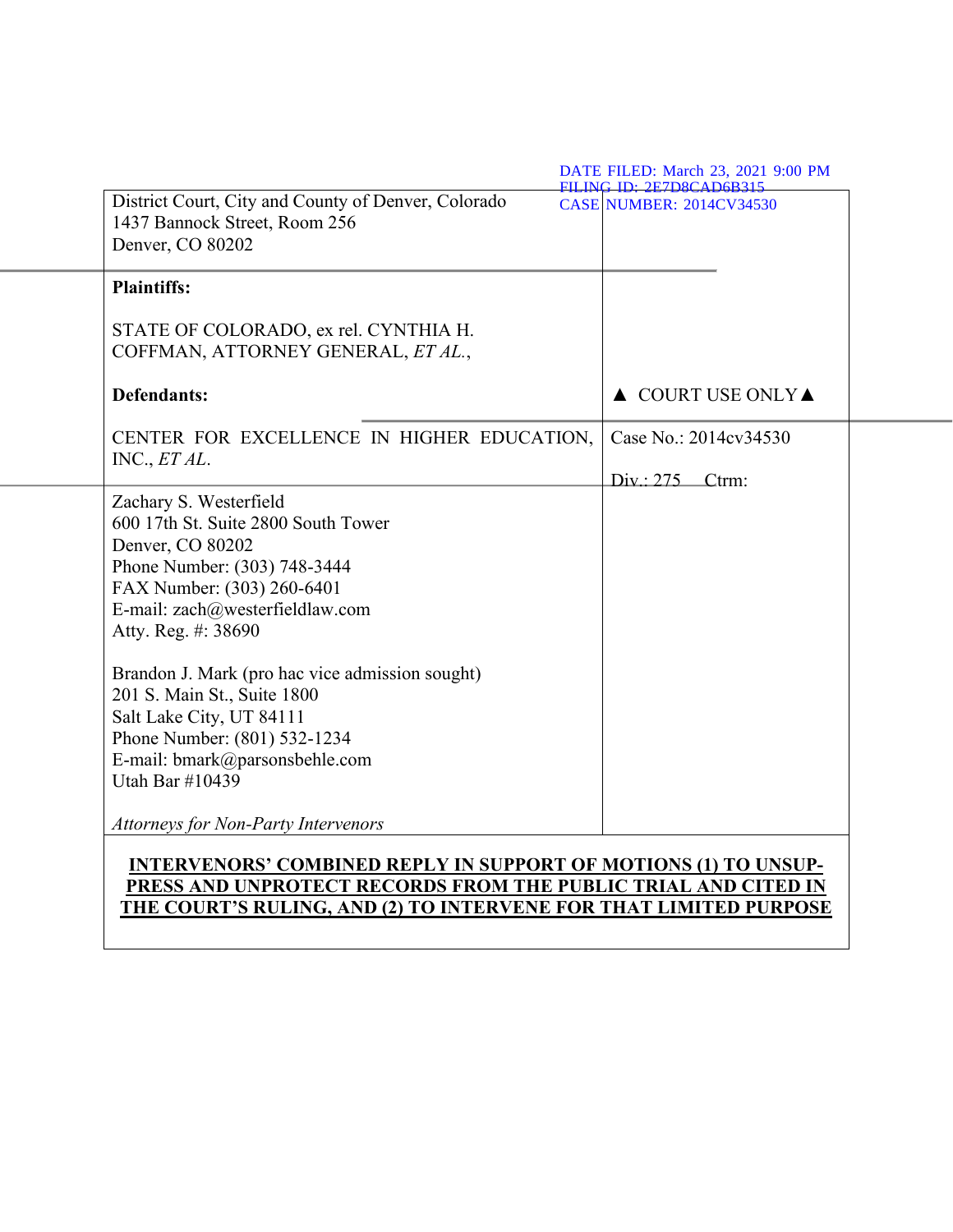DATE FILED: March 23, 2021 9:00 PM
FILING ID: 2E7D8CAD6B315
CASE NUMBER: 2014CV34530

| | |
|---|---|
| District Court, City and County of Denver, Colorado<br>1437 Bannock Street, Room 256<br>Denver, CO 80202 | |
| **Plaintiffs:**<br><br>STATE OF COLORADO, ex rel. CYNTHIA H. COFFMAN, ATTORNEY GENERAL, *ET AL.*,<br><br>**Defendants:**<br><br>CENTER FOR EXCELLENCE IN HIGHER EDUCATION, INC., *ET AL*. | ▲ COURT USE ONLY ▲<br><br>Case No.: 2014cv34530<br><br>Div.: 275 Ctrm: |
| Zachary S. Westerfield<br>600 17th St. Suite 2800 South Tower<br>Denver, CO 80202<br>Phone Number: (303) 748-3444<br>FAX Number: (303) 260-6401<br>E-mail: zach@westerfieldlaw.com<br>Atty. Reg. #: 38690<br><br>Brandon J. Mark (pro hac vice admission sought)<br>201 S. Main St., Suite 1800<br>Salt Lake City, UT 84111<br>Phone Number: (801) 532-1234<br>E-mail: bmark@parsonsbehle.com<br>Utah Bar #10439<br><br>*Attorneys for Non-Party Intervenors* | |

**INTERVENORS' COMBINED REPLY IN SUPPORT OF MOTIONS (1) TO UNSUPPRESS AND UNPROTECT RECORDS FROM THE PUBLIC TRIAL AND CITED IN THE COURT'S RULING, AND (2) TO INTERVENE FOR THAT LIMITED PURPOSE**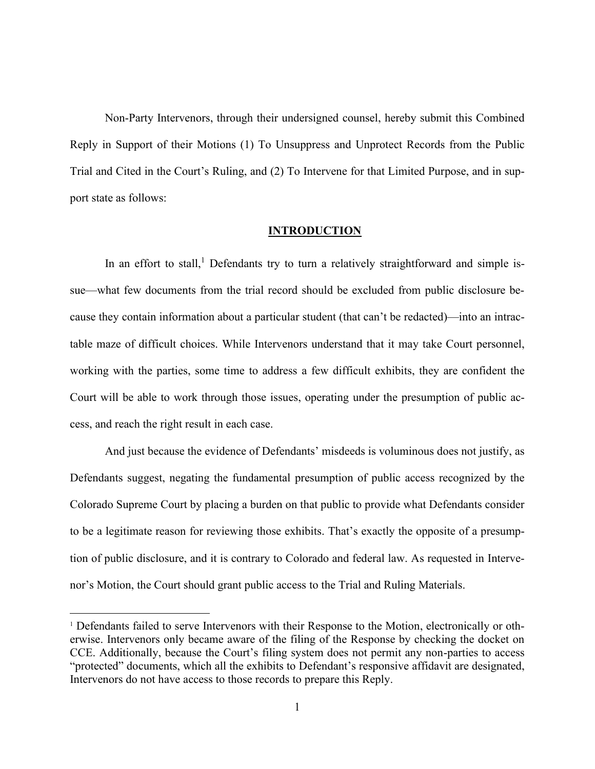Non-Party Intervenors, through their undersigned counsel, hereby submit this Combined Reply in Support of their Motions (1) To Unsuppress and Unprotect Records from the Public Trial and Cited in the Court's Ruling, and (2) To Intervene for that Limited Purpose, and in support state as follows:

## INTRODUCTION

In an effort to stall,[1] Defendants try to turn a relatively straightforward and simple issue—what few documents from the trial record should be excluded from public disclosure because they contain information about a particular student (that can't be redacted)—into an intractable maze of difficult choices. While Intervenors understand that it may take Court personnel, working with the parties, some time to address a few difficult exhibits, they are confident the Court will be able to work through those issues, operating under the presumption of public access, and reach the right result in each case.

And just because the evidence of Defendants' misdeeds is voluminous does not justify, as Defendants suggest, negating the fundamental presumption of public access recognized by the Colorado Supreme Court by placing a burden on that public to provide what Defendants consider to be a legitimate reason for reviewing those exhibits. That's exactly the opposite of a presumption of public disclosure, and it is contrary to Colorado and federal law. As requested in Intervenor's Motion, the Court should grant public access to the Trial and Ruling Materials.

---

[1] Defendants failed to serve Intervenors with their Response to the Motion, electronically or otherwise. Intervenors only became aware of the filing of the Response by checking the docket on CCE. Additionally, because the Court's filing system does not permit any non-parties to access "protected" documents, which all the exhibits to Defendant's responsive affidavit are designated, Intervenors do not have access to those records to prepare this Reply.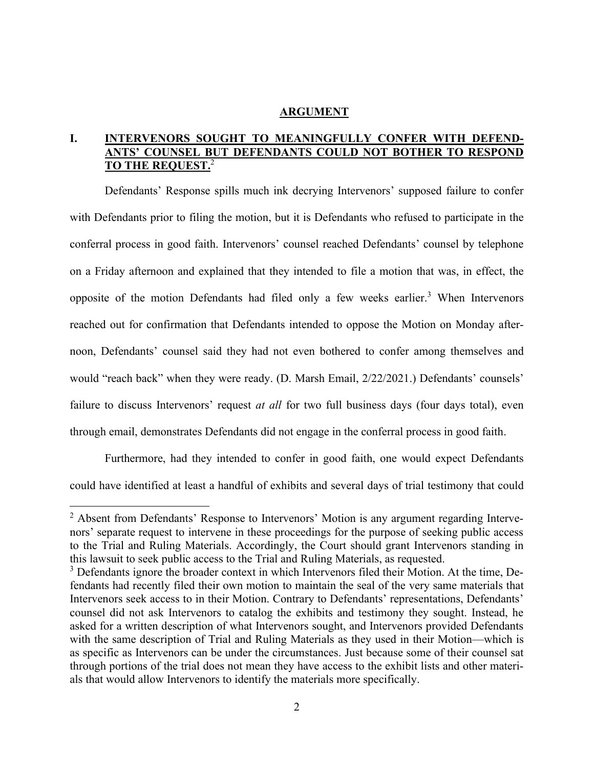## ARGUMENT

### I. INTERVENORS SOUGHT TO MEANINGFULLY CONFER WITH DEFENDANTS' COUNSEL BUT DEFENDANTS COULD NOT BOTHER TO RESPOND TO THE REQUEST.[2]

Defendants' Response spills much ink decrying Intervenors' supposed failure to confer with Defendants prior to filing the motion, but it is Defendants who refused to participate in the conferral process in good faith. Intervenors' counsel reached Defendants' counsel by telephone on a Friday afternoon and explained that they intended to file a motion that was, in effect, the opposite of the motion Defendants had filed only a few weeks earlier.[3] When Intervenors reached out for confirmation that Defendants intended to oppose the Motion on Monday afternoon, Defendants' counsel said they had not even bothered to confer among themselves and would "reach back" when they were ready. (D. Marsh Email, 2/22/2021.) Defendants' counsels' failure to discuss Intervenors' request *at all* for two full business days (four days total), even through email, demonstrates Defendants did not engage in the conferral process in good faith.

Furthermore, had they intended to confer in good faith, one would expect Defendants could have identified at least a handful of exhibits and several days of trial testimony that could

---

[2] Absent from Defendants' Response to Intervenors' Motion is any argument regarding Intervenors' separate request to intervene in these proceedings for the purpose of seeking public access to the Trial and Ruling Materials. Accordingly, the Court should grant Intervenors standing in this lawsuit to seek public access to the Trial and Ruling Materials, as requested.

[3] Defendants ignore the broader context in which Intervenors filed their Motion. At the time, Defendants had recently filed their own motion to maintain the seal of the very same materials that Intervenors seek access to in their Motion. Contrary to Defendants' representations, Defendants' counsel did not ask Intervenors to catalog the exhibits and testimony they sought. Instead, he asked for a written description of what Intervenors sought, and Intervenors provided Defendants with the same description of Trial and Ruling Materials as they used in their Motion—which is as specific as Intervenors can be under the circumstances. Just because some of their counsel sat through portions of the trial does not mean they have access to the exhibit lists and other materials that would allow Intervenors to identify the materials more specifically.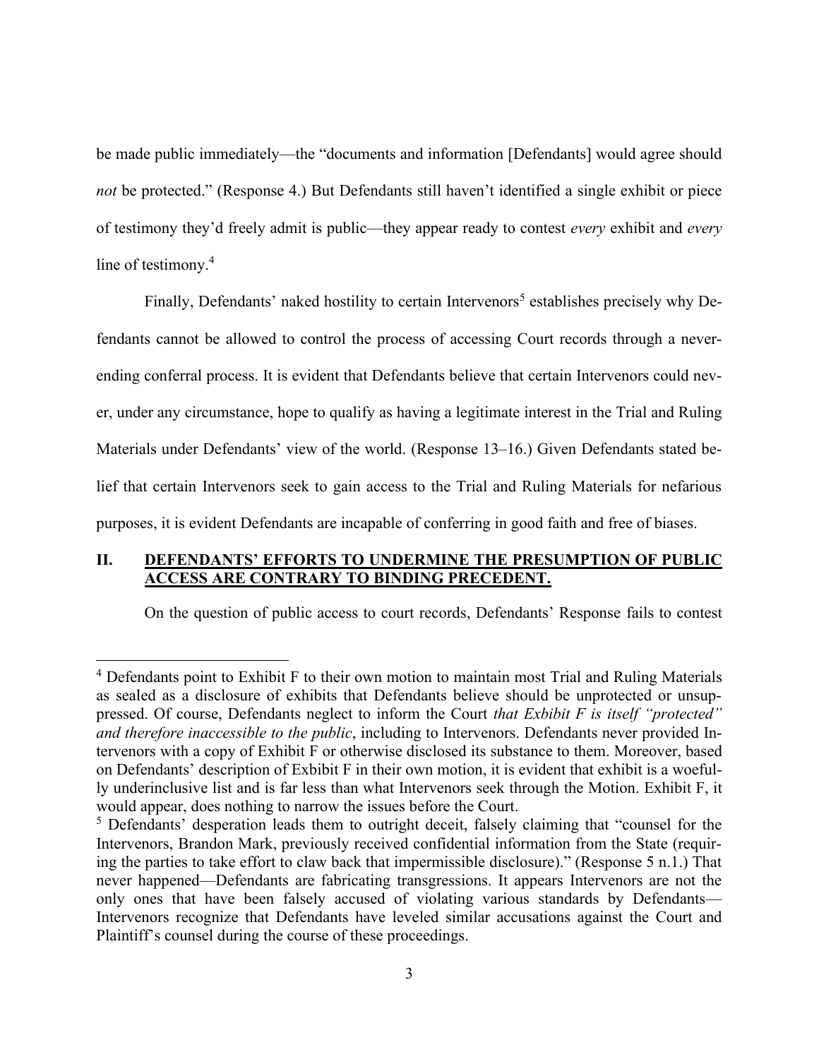be made public immediately—the "documents and information [Defendants] would agree should *not* be protected." (Response 4.) But Defendants still haven't identified a single exhibit or piece of testimony they'd freely admit is public—they appear ready to contest *every* exhibit and *every* line of testimony.[4]

Finally, Defendants' naked hostility to certain Intervenors[5] establishes precisely why Defendants cannot be allowed to control the process of accessing Court records through a never-ending conferral process. It is evident that Defendants believe that certain Intervenors could never, under any circumstance, hope to qualify as having a legitimate interest in the Trial and Ruling Materials under Defendants' view of the world. (Response 13–16.) Given Defendants stated belief that certain Intervenors seek to gain access to the Trial and Ruling Materials for nefarious purposes, it is evident Defendants are incapable of conferring in good faith and free of biases.

## II. DEFENDANTS' EFFORTS TO UNDERMINE THE PRESUMPTION OF PUBLIC ACCESS ARE CONTRARY TO BINDING PRECEDENT.

On the question of public access to court records, Defendants' Response fails to contest

---

[4] Defendants point to Exhibit F to their own motion to maintain most Trial and Ruling Materials as sealed as a disclosure of exhibits that Defendants believe should be unprotected or unsuppressed. Of course, Defendants neglect to inform the Court *that Exhibit F is itself "protected" and therefore inaccessible to the public*, including to Intervenors. Defendants never provided Intervenors with a copy of Exhibit F or otherwise disclosed its substance to them. Moreover, based on Defendants' description of Exhibit F in their own motion, it is evident that exhibit is a woefully underinclusive list and is far less than what Intervenors seek through the Motion. Exhibit F, it would appear, does nothing to narrow the issues before the Court.

[5] Defendants' desperation leads them to outright deceit, falsely claiming that "counsel for the Intervenors, Brandon Mark, previously received confidential information from the State (requiring the parties to take effort to claw back that impermissible disclosure)." (Response 5 n.1.) That never happened—Defendants are fabricating transgressions. It appears Intervenors are not the only ones that have been falsely accused of violating various standards by Defendants—Intervenors recognize that Defendants have leveled similar accusations against the Court and Plaintiff's counsel during the course of these proceedings.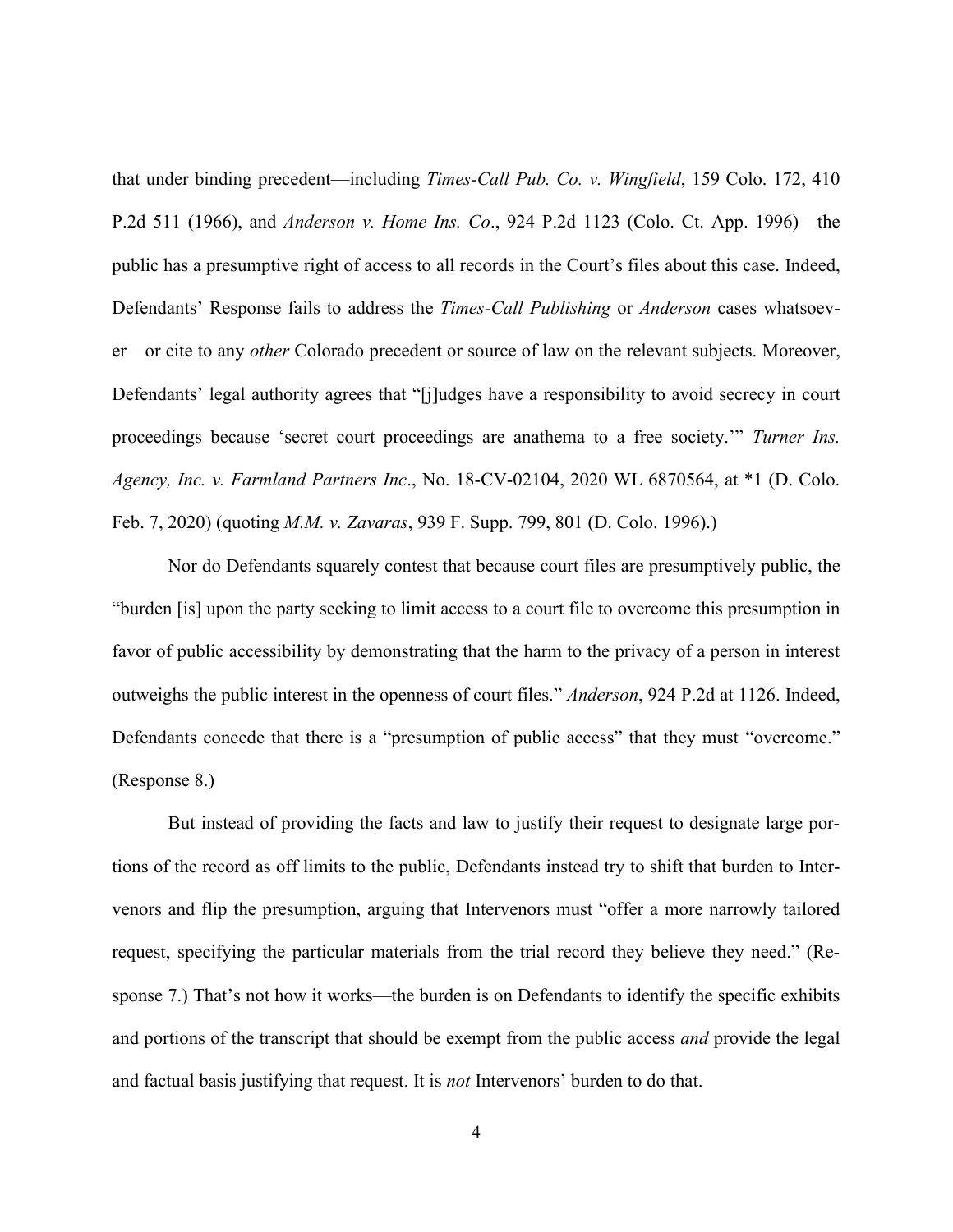that under binding precedent—including *Times-Call Pub. Co. v. Wingfield*, 159 Colo. 172, 410 P.2d 511 (1966), and *Anderson v. Home Ins. Co*., 924 P.2d 1123 (Colo. Ct. App. 1996)—the public has a presumptive right of access to all records in the Court's files about this case. Indeed, Defendants' Response fails to address the *Times-Call Publishing* or *Anderson* cases whatsoever—or cite to any *other* Colorado precedent or source of law on the relevant subjects. Moreover, Defendants' legal authority agrees that "[j]udges have a responsibility to avoid secrecy in court proceedings because 'secret court proceedings are anathema to a free society.'" *Turner Ins. Agency, Inc. v. Farmland Partners Inc*., No. 18-CV-02104, 2020 WL 6870564, at *1 (D. Colo. Feb. 7, 2020) (quoting *M.M. v. Zavaras*, 939 F. Supp. 799, 801 (D. Colo. 1996).)

Nor do Defendants squarely contest that because court files are presumptively public, the "burden [is] upon the party seeking to limit access to a court file to overcome this presumption in favor of public accessibility by demonstrating that the harm to the privacy of a person in interest outweighs the public interest in the openness of court files." *Anderson*, 924 P.2d at 1126. Indeed, Defendants concede that there is a "presumption of public access" that they must "overcome." (Response 8.)

But instead of providing the facts and law to justify their request to designate large portions of the record as off limits to the public, Defendants instead try to shift that burden to Intervenors and flip the presumption, arguing that Intervenors must "offer a more narrowly tailored request, specifying the particular materials from the trial record they believe they need." (Response 7.) That's not how it works—the burden is on Defendants to identify the specific exhibits and portions of the transcript that should be exempt from the public access *and* provide the legal and factual basis justifying that request. It is *not* Intervenors' burden to do that.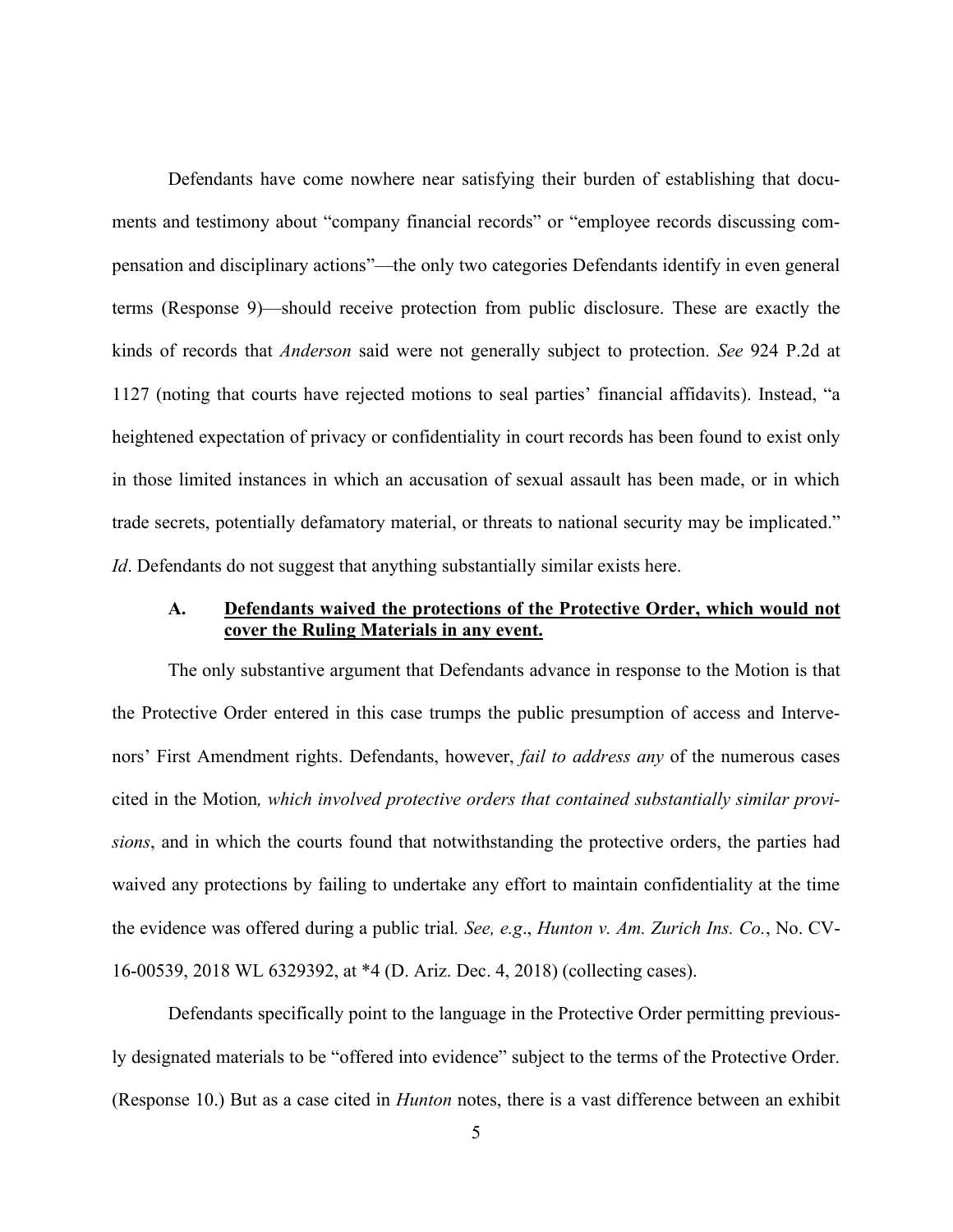Defendants have come nowhere near satisfying their burden of establishing that documents and testimony about "company financial records" or "employee records discussing compensation and disciplinary actions"—the only two categories Defendants identify in even general terms (Response 9)—should receive protection from public disclosure. These are exactly the kinds of records that *Anderson* said were not generally subject to protection. *See* 924 P.2d at 1127 (noting that courts have rejected motions to seal parties' financial affidavits). Instead, "a heightened expectation of privacy or confidentiality in court records has been found to exist only in those limited instances in which an accusation of sexual assault has been made, or in which trade secrets, potentially defamatory material, or threats to national security may be implicated." *Id*. Defendants do not suggest that anything substantially similar exists here.

### A. <u>Defendants waived the protections of the Protective Order, which would not cover the Ruling Materials in any event.</u>

The only substantive argument that Defendants advance in response to the Motion is that the Protective Order entered in this case trumps the public presumption of access and Intervenors' First Amendment rights. Defendants, however, *fail to address any* of the numerous cases cited in the Motion*, which involved protective orders that contained substantially similar provisions*, and in which the courts found that notwithstanding the protective orders, the parties had waived any protections by failing to undertake any effort to maintain confidentiality at the time the evidence was offered during a public trial*. See, e.g*., *Hunton v. Am. Zurich Ins. Co.*, No. CV-16-00539, 2018 WL 6329392, at *4 (D. Ariz. Dec. 4, 2018) (collecting cases).

Defendants specifically point to the language in the Protective Order permitting previously designated materials to be "offered into evidence" subject to the terms of the Protective Order. (Response 10.) But as a case cited in *Hunton* notes, there is a vast difference between an exhibit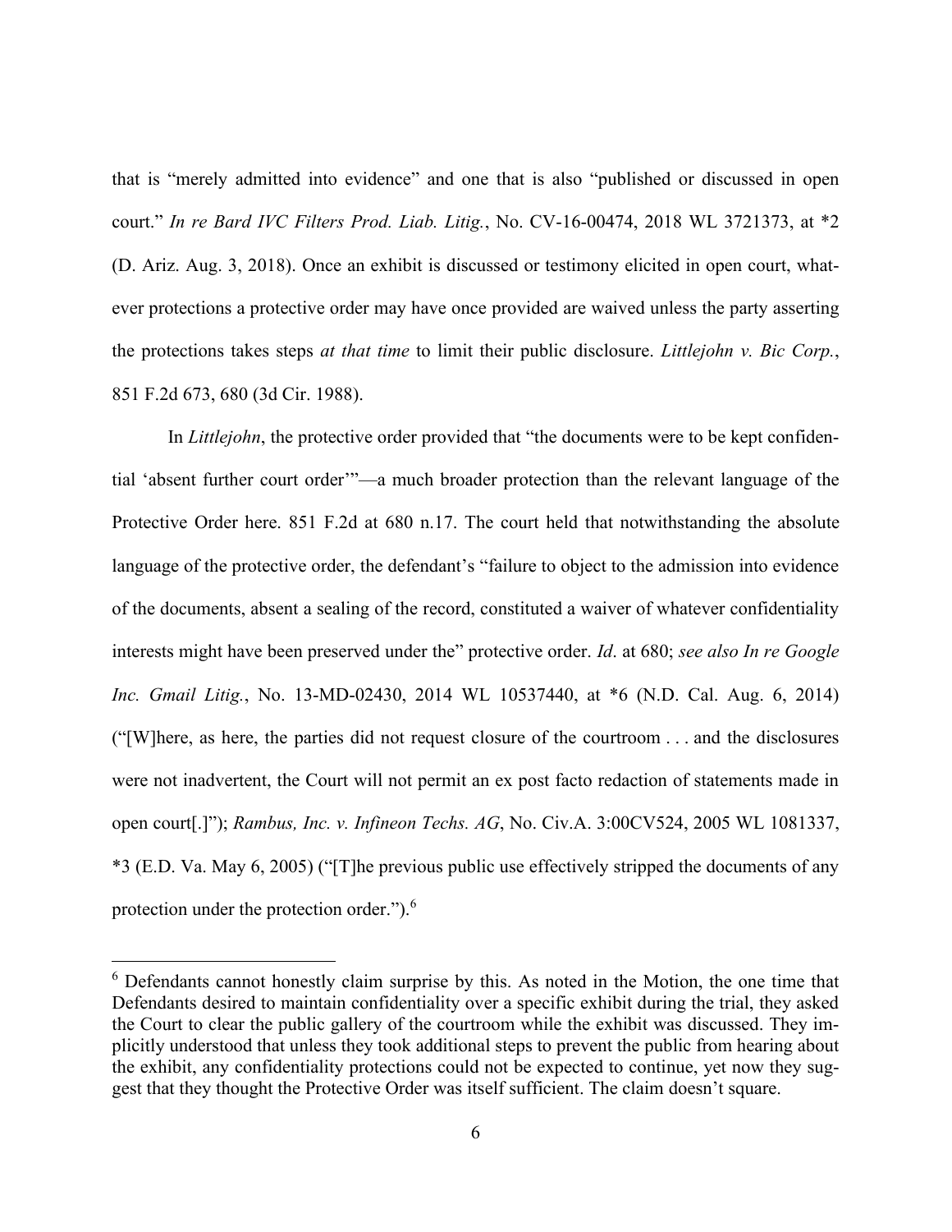that is "merely admitted into evidence" and one that is also "published or discussed in open court." *In re Bard IVC Filters Prod. Liab. Litig.*, No. CV-16-00474, 2018 WL 3721373, at *2 (D. Ariz. Aug. 3, 2018). Once an exhibit is discussed or testimony elicited in open court, whatever protections a protective order may have once provided are waived unless the party asserting the protections takes steps *at that time* to limit their public disclosure. *Littlejohn v. Bic Corp.*, 851 F.2d 673, 680 (3d Cir. 1988).

In *Littlejohn*, the protective order provided that "the documents were to be kept confidential 'absent further court order'"—a much broader protection than the relevant language of the Protective Order here. 851 F.2d at 680 n.17. The court held that notwithstanding the absolute language of the protective order, the defendant's "failure to object to the admission into evidence of the documents, absent a sealing of the record, constituted a waiver of whatever confidentiality interests might have been preserved under the" protective order. *Id*. at 680; *see also In re Google Inc. Gmail Litig.*, No. 13-MD-02430, 2014 WL 10537440, at *6 (N.D. Cal. Aug. 6, 2014) ("[W]here, as here, the parties did not request closure of the courtroom . . . and the disclosures were not inadvertent, the Court will not permit an ex post facto redaction of statements made in open court[.]"); *Rambus, Inc. v. Infineon Techs. AG*, No. Civ.A. 3:00CV524, 2005 WL 1081337, *3 (E.D. Va. May 6, 2005) ("[T]he previous public use effectively stripped the documents of any protection under the protection order.").[6]

---

[6] Defendants cannot honestly claim surprise by this. As noted in the Motion, the one time that Defendants desired to maintain confidentiality over a specific exhibit during the trial, they asked the Court to clear the public gallery of the courtroom while the exhibit was discussed. They implicitly understood that unless they took additional steps to prevent the public from hearing about the exhibit, any confidentiality protections could not be expected to continue, yet now they suggest that they thought the Protective Order was itself sufficient. The claim doesn't square.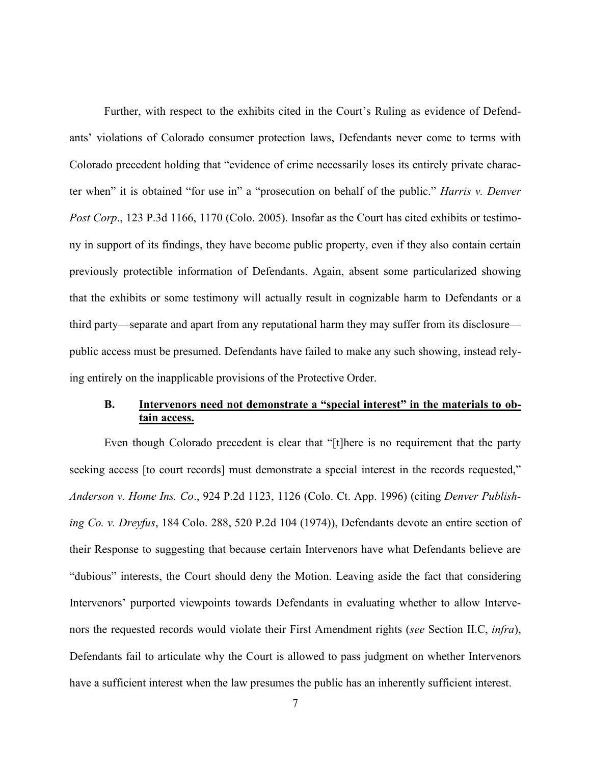Further, with respect to the exhibits cited in the Court's Ruling as evidence of Defendants' violations of Colorado consumer protection laws, Defendants never come to terms with Colorado precedent holding that "evidence of crime necessarily loses its entirely private character when" it is obtained "for use in" a "prosecution on behalf of the public." *Harris v. Denver Post Corp*., 123 P.3d 1166, 1170 (Colo. 2005). Insofar as the Court has cited exhibits or testimony in support of its findings, they have become public property, even if they also contain certain previously protectible information of Defendants. Again, absent some particularized showing that the exhibits or some testimony will actually result in cognizable harm to Defendants or a third party—separate and apart from any reputational harm they may suffer from its disclosure—public access must be presumed. Defendants have failed to make any such showing, instead relying entirely on the inapplicable provisions of the Protective Order.

### B. Intervenors need not demonstrate a "special interest" in the materials to obtain access.

Even though Colorado precedent is clear that "[t]here is no requirement that the party seeking access [to court records] must demonstrate a special interest in the records requested," *Anderson v. Home Ins. Co*., 924 P.2d 1123, 1126 (Colo. Ct. App. 1996) (citing *Denver Publishing Co. v. Dreyfus*, 184 Colo. 288, 520 P.2d 104 (1974)), Defendants devote an entire section of their Response to suggesting that because certain Intervenors have what Defendants believe are "dubious" interests, the Court should deny the Motion. Leaving aside the fact that considering Intervenors' purported viewpoints towards Defendants in evaluating whether to allow Intervenors the requested records would violate their First Amendment rights (*see* Section II.C, *infra*), Defendants fail to articulate why the Court is allowed to pass judgment on whether Intervenors have a sufficient interest when the law presumes the public has an inherently sufficient interest.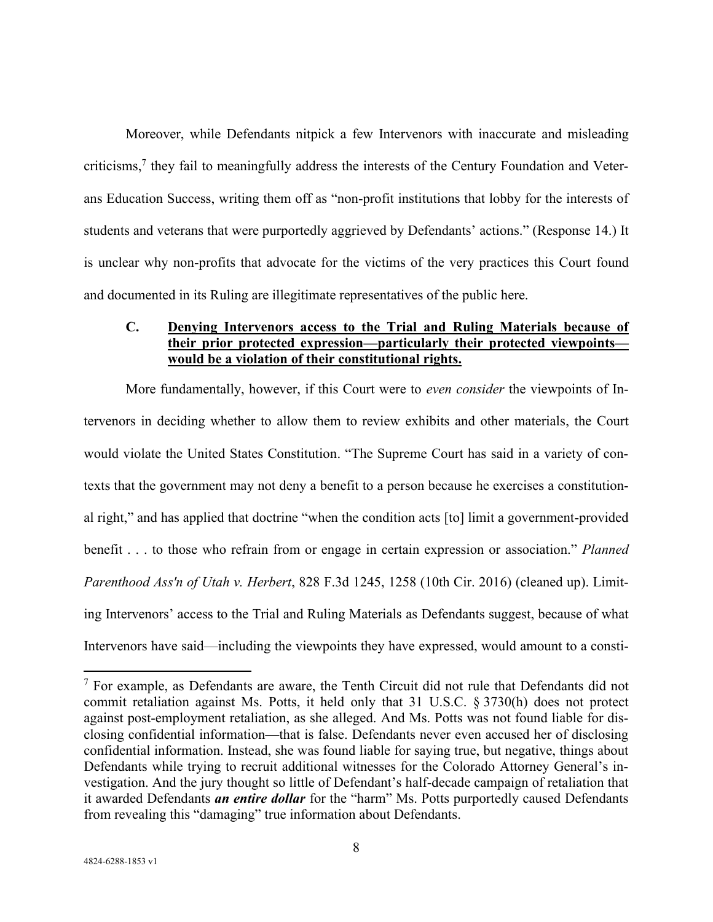Moreover, while Defendants nitpick a few Intervenors with inaccurate and misleading criticisms,[7] they fail to meaningfully address the interests of the Century Foundation and Veterans Education Success, writing them off as "non-profit institutions that lobby for the interests of students and veterans that were purportedly aggrieved by Defendants' actions." (Response 14.) It is unclear why non-profits that advocate for the victims of the very practices this Court found and documented in its Ruling are illegitimate representatives of the public here.

### C. <u>Denying Intervenors access to the Trial and Ruling Materials because of their prior protected expression—particularly their protected viewpoints—would be a violation of their constitutional rights.</u>

More fundamentally, however, if this Court were to *even consider* the viewpoints of Intervenors in deciding whether to allow them to review exhibits and other materials, the Court would violate the United States Constitution. "The Supreme Court has said in a variety of contexts that the government may not deny a benefit to a person because he exercises a constitutional right," and has applied that doctrine "when the condition acts [to] limit a government-provided benefit . . . to those who refrain from or engage in certain expression or association." *Planned Parenthood Ass'n of Utah v. Herbert*, 828 F.3d 1245, 1258 (10th Cir. 2016) (cleaned up). Limiting Intervenors' access to the Trial and Ruling Materials as Defendants suggest, because of what Intervenors have said—including the viewpoints they have expressed, would amount to a consti-

---

[7] For example, as Defendants are aware, the Tenth Circuit did not rule that Defendants did not commit retaliation against Ms. Potts, it held only that 31 U.S.C. § 3730(h) does not protect against post-employment retaliation, as she alleged. And Ms. Potts was not found liable for disclosing confidential information—that is false. Defendants never even accused her of disclosing confidential information. Instead, she was found liable for saying true, but negative, things about Defendants while trying to recruit additional witnesses for the Colorado Attorney General's investigation. And the jury thought so little of Defendant's half-decade campaign of retaliation that it awarded Defendants ***an entire dollar*** for the "harm" Ms. Potts purportedly caused Defendants from revealing this "damaging" true information about Defendants.

4824-6288-1853 v1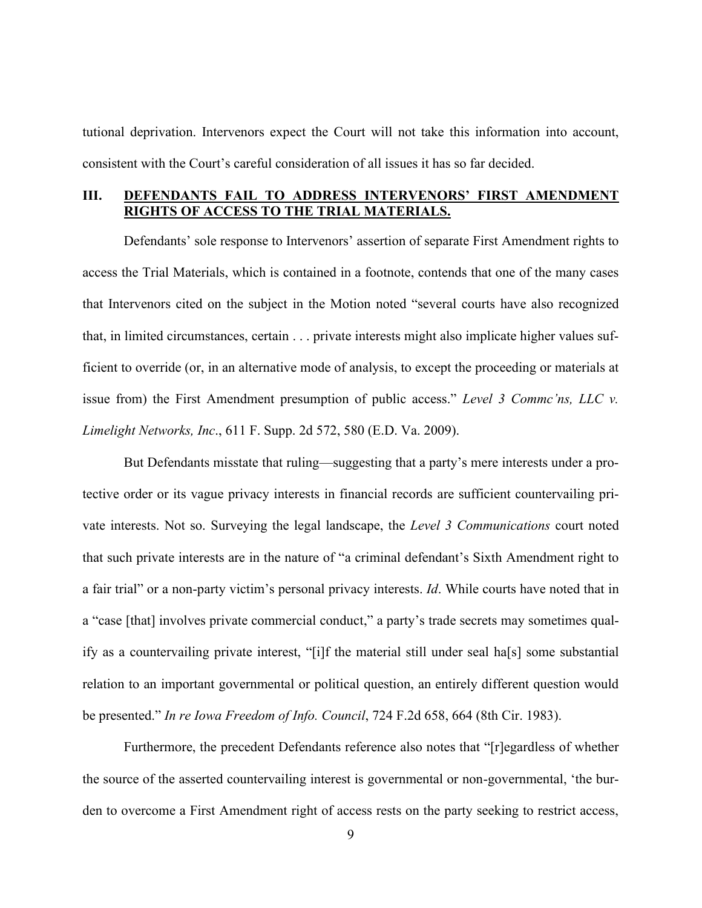tutional deprivation. Intervenors expect the Court will not take this information into account, consistent with the Court's careful consideration of all issues it has so far decided.

## III. DEFENDANTS FAIL TO ADDRESS INTERVENORS' FIRST AMENDMENT RIGHTS OF ACCESS TO THE TRIAL MATERIALS.

Defendants' sole response to Intervenors' assertion of separate First Amendment rights to access the Trial Materials, which is contained in a footnote, contends that one of the many cases that Intervenors cited on the subject in the Motion noted "several courts have also recognized that, in limited circumstances, certain . . . private interests might also implicate higher values sufficient to override (or, in an alternative mode of analysis, to except the proceeding or materials at issue from) the First Amendment presumption of public access." *Level 3 Commc'ns, LLC v. Limelight Networks, Inc*., 611 F. Supp. 2d 572, 580 (E.D. Va. 2009).

But Defendants misstate that ruling—suggesting that a party's mere interests under a protective order or its vague privacy interests in financial records are sufficient countervailing private interests. Not so. Surveying the legal landscape, the *Level 3 Communications* court noted that such private interests are in the nature of "a criminal defendant's Sixth Amendment right to a fair trial" or a non-party victim's personal privacy interests. *Id*. While courts have noted that in a "case [that] involves private commercial conduct," a party's trade secrets may sometimes qualify as a countervailing private interest, "[i]f the material still under seal ha[s] some substantial relation to an important governmental or political question, an entirely different question would be presented." *In re Iowa Freedom of Info. Council*, 724 F.2d 658, 664 (8th Cir. 1983).

Furthermore, the precedent Defendants reference also notes that "[r]egardless of whether the source of the asserted countervailing interest is governmental or non-governmental, 'the burden to overcome a First Amendment right of access rests on the party seeking to restrict access,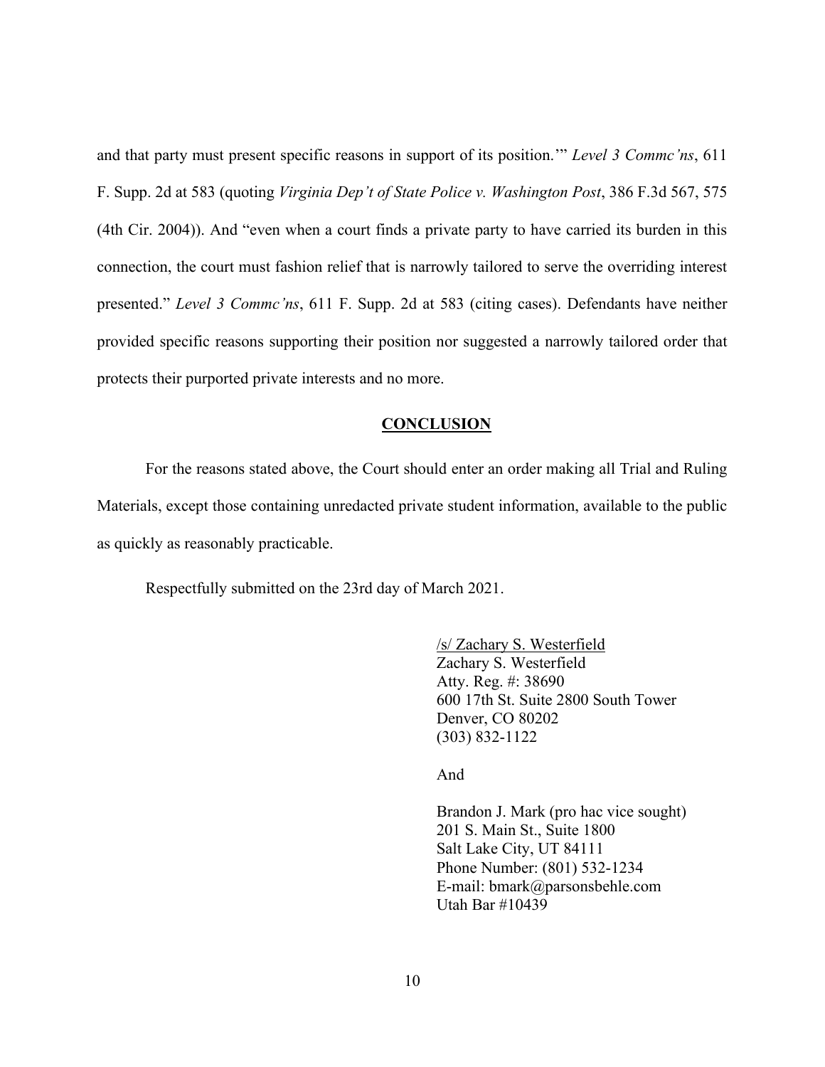and that party must present specific reasons in support of its position.'" *Level 3 Commc'ns*, 611 F. Supp. 2d at 583 (quoting *Virginia Dep't of State Police v. Washington Post*, 386 F.3d 567, 575 (4th Cir. 2004)). And "even when a court finds a private party to have carried its burden in this connection, the court must fashion relief that is narrowly tailored to serve the overriding interest presented." *Level 3 Commc'ns*, 611 F. Supp. 2d at 583 (citing cases). Defendants have neither provided specific reasons supporting their position nor suggested a narrowly tailored order that protects their purported private interests and no more.

## CONCLUSION

For the reasons stated above, the Court should enter an order making all Trial and Ruling Materials, except those containing unredacted private student information, available to the public as quickly as reasonably practicable.

Respectfully submitted on the 23rd day of March 2021.

/s/ Zachary S. Westerfield
Zachary S. Westerfield
Atty. Reg. #: 38690
600 17th St. Suite 2800 South Tower
Denver, CO 80202
(303) 832-1122

And

Brandon J. Mark (pro hac vice sought)
201 S. Main St., Suite 1800
Salt Lake City, UT 84111
Phone Number: (801) 532-1234
E-mail: bmark@parsonsbehle.com
Utah Bar #10439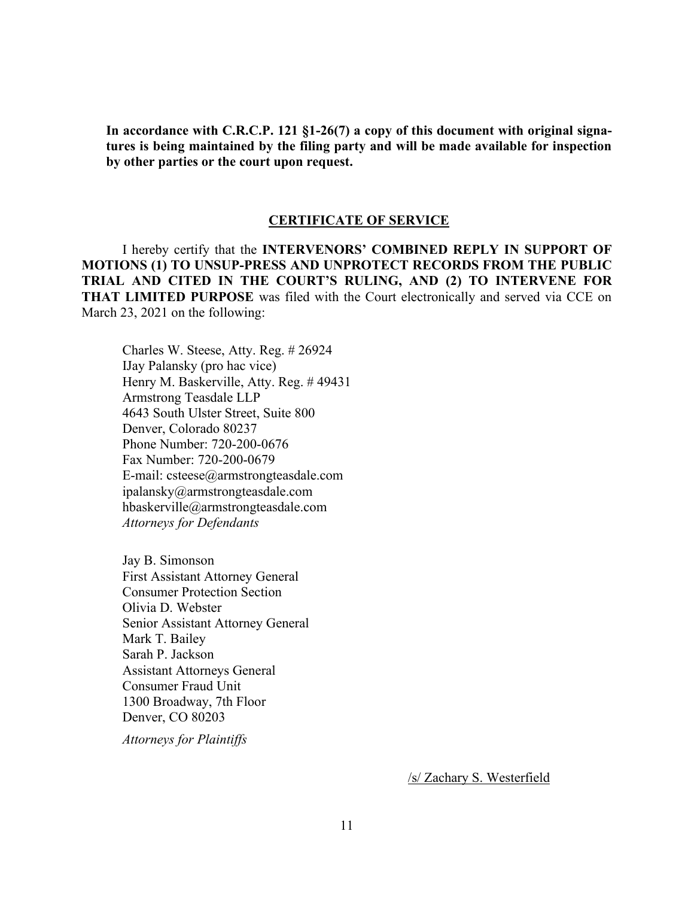**In accordance with C.R.C.P. 121 §1-26(7) a copy of this document with original signatures is being maintained by the filing party and will be made available for inspection by other parties or the court upon request.**

## CERTIFICATE OF SERVICE

I hereby certify that the **INTERVENORS' COMBINED REPLY IN SUPPORT OF MOTIONS (1) TO UNSUP-PRESS AND UNPROTECT RECORDS FROM THE PUBLIC TRIAL AND CITED IN THE COURT'S RULING, AND (2) TO INTERVENE FOR THAT LIMITED PURPOSE** was filed with the Court electronically and served via CCE on March 23, 2021 on the following:

Charles W. Steese, Atty. Reg. # 26924
IJay Palansky (pro hac vice)
Henry M. Baskerville, Atty. Reg. # 49431
Armstrong Teasdale LLP
4643 South Ulster Street, Suite 800
Denver, Colorado 80237
Phone Number: 720-200-0676
Fax Number: 720-200-0679
E-mail: csteese@armstrongteasdale.com
ipalansky@armstrongteasdale.com
hbaskerville@armstrongteasdale.com
*Attorneys for Defendants*

Jay B. Simonson
First Assistant Attorney General
Consumer Protection Section
Olivia D. Webster
Senior Assistant Attorney General
Mark T. Bailey
Sarah P. Jackson
Assistant Attorneys General
Consumer Fraud Unit
1300 Broadway, 7th Floor
Denver, CO 80203

*Attorneys for Plaintiffs*

/s/ Zachary S. Westerfield